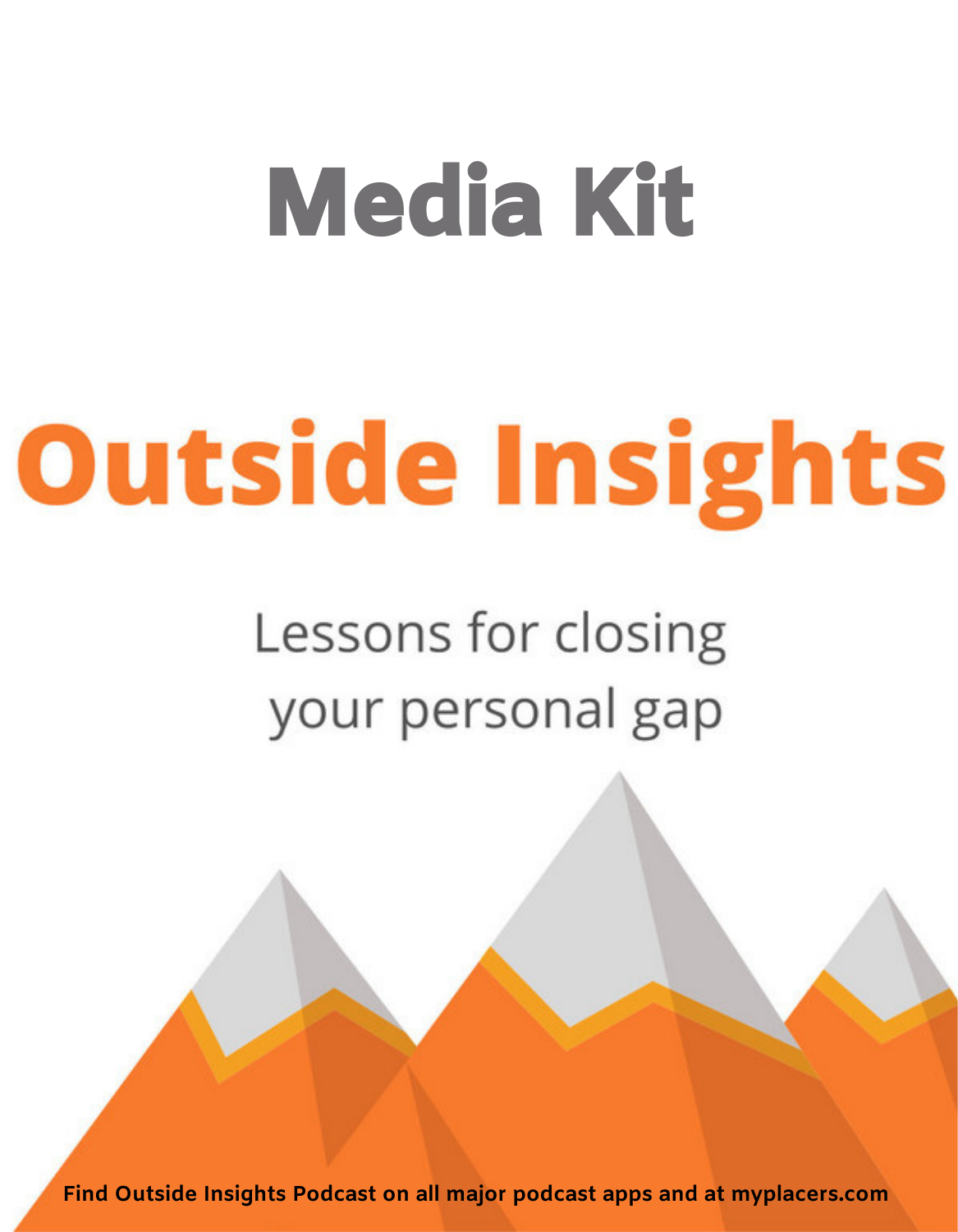# Media Kit

# Outside Insights

Lessons for closing your personal gap

**Find Outside Insights Podcast on all major podcast apps and at myplacers.com**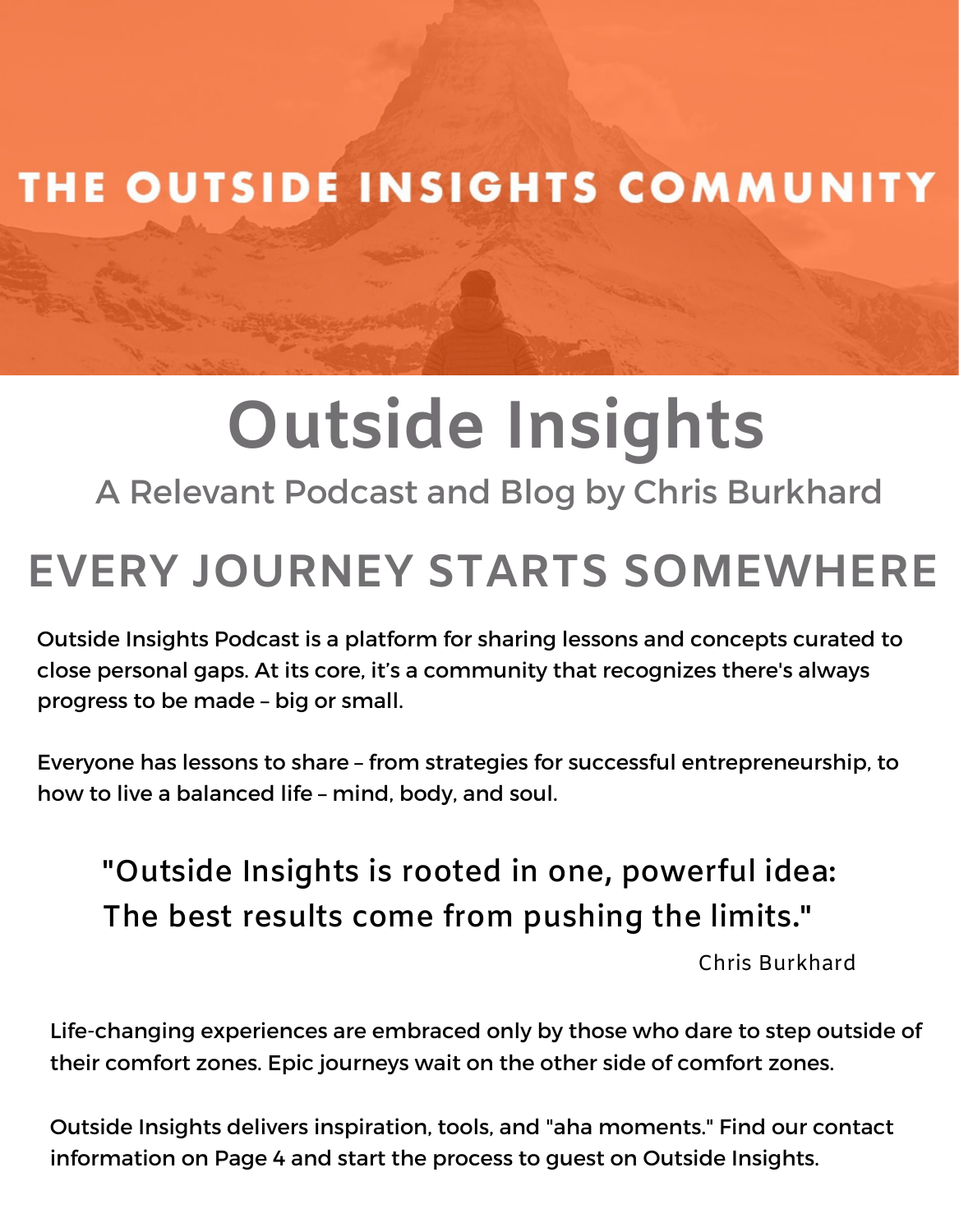# THE OUTSIDE INSIGHTS COMMUNITY

# Outside Insights

### A Relevant Podcast and Blog by Chris Burkhard

## EVERY JOURNEY STARTS SOMEWHERE

Outside Insights Podcast is a platform for sharing lessons and concepts curated to close personal gaps. At its core, it's a community that recognizes there's always progress to be made – big or small.

Everyone has lessons to share – from strategies for successful entrepreneurship, to how to live a balanced life – mind, body, and soul.

> "Outside Insights is rooted in one, powerful idea: The best results come from pushing the limits."
>
> Chris Burkhard

Life-changing experiences are embraced only by those who dare to step outside of their comfort zones. Epic journeys wait on the other side of comfort zones.

Outside Insights delivers inspiration, tools, and "aha moments." Find our contact information on Page 4 and start the process to guest on Outside Insights.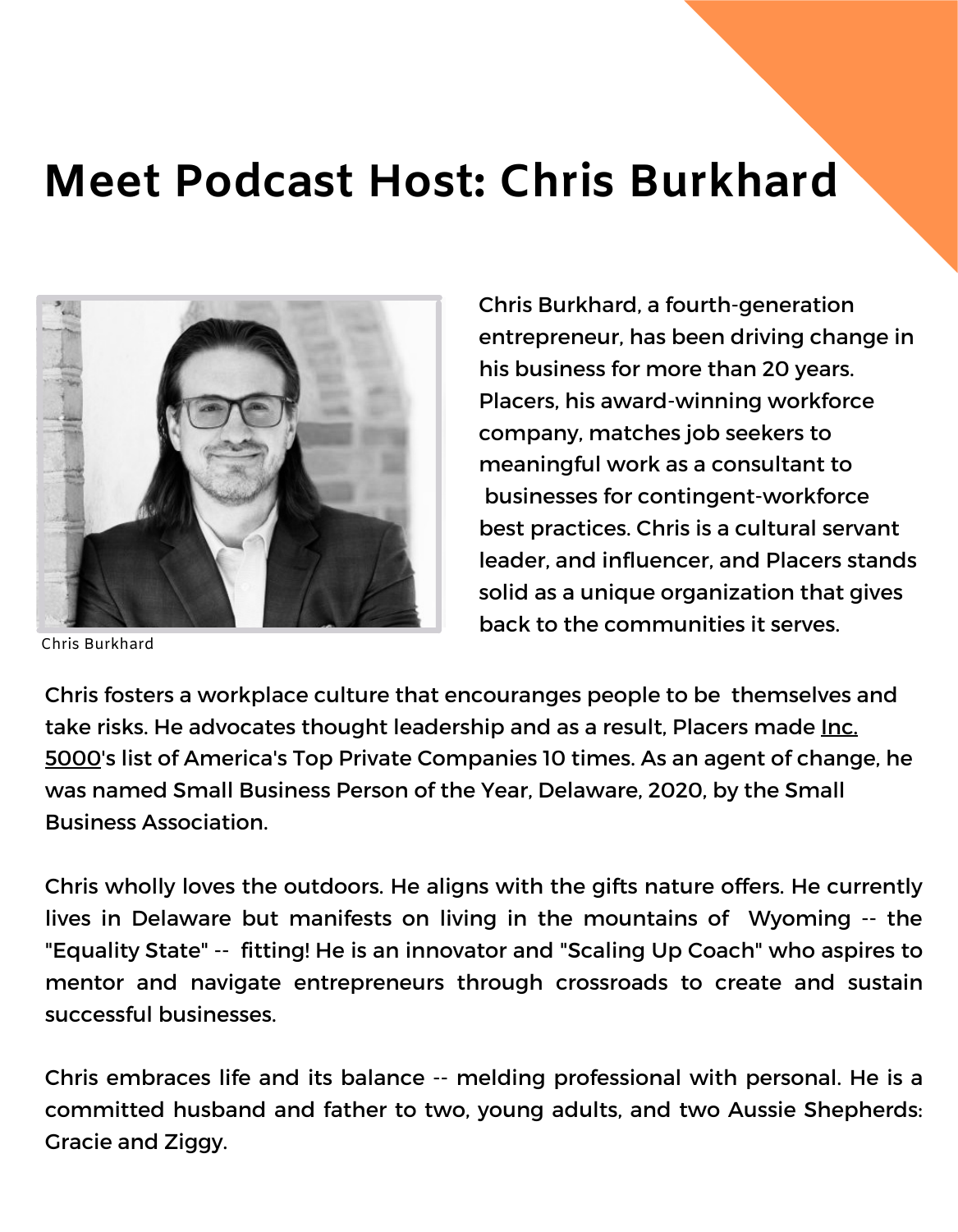# Meet Podcast Host: Chris Burkhard

Chris Burkhard

Chris Burkhard, a fourth-generation entrepreneur, has been driving change in his business for more than 20 years. Placers, his award-winning workforce company, matches job seekers to meaningful work as a consultant to businesses for contingent-workforce best practices. Chris is a cultural servant leader, and influencer, and Placers stands solid as a unique organization that gives back to the communities it serves.

Chris fosters a workplace culture that encouranges people to be themselves and take risks. He advocates thought leadership and as a result, Placers made Inc. 5000's list of America's Top Private Companies 10 times. As an agent of change, he was named Small Business Person of the Year, Delaware, 2020, by the Small Business Association.

Chris wholly loves the outdoors. He aligns with the gifts nature offers. He currently lives in Delaware but manifests on living in the mountains of Wyoming -- the "Equality State" -- fitting! He is an innovator and "Scaling Up Coach" who aspires to mentor and navigate entrepreneurs through crossroads to create and sustain successful businesses.

Chris embraces life and its balance -- melding professional with personal. He is a committed husband and father to two, young adults, and two Aussie Shepherds: Gracie and Ziggy.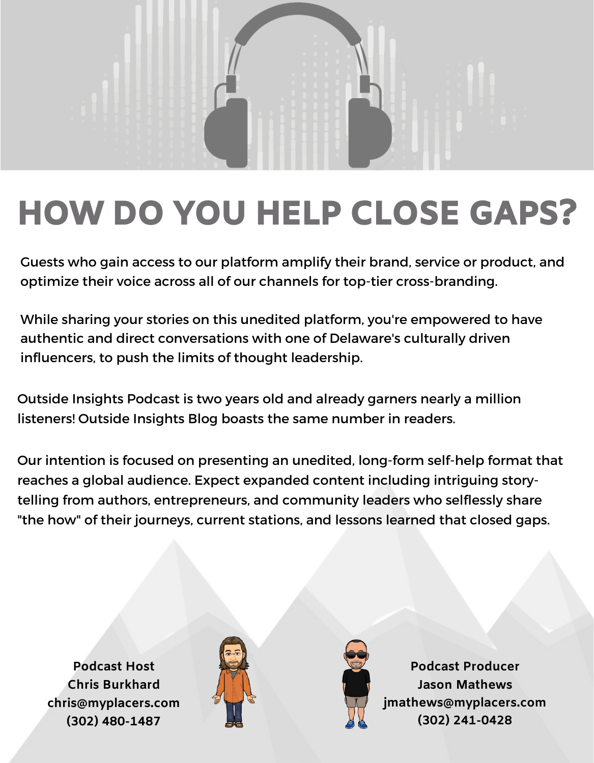# HOW DO YOU HELP CLOSE GAPS?

Guests who gain access to our platform amplify their brand, service or product, and optimize their voice across all of our channels for top-tier cross-branding.

While sharing your stories on this unedited platform, you're empowered to have authentic and direct conversations with one of Delaware's culturally driven influencers, to push the limits of thought leadership.

Outside Insights Podcast is two years old and already garners nearly a million listeners! Outside Insights Blog boasts the same number in readers.

Our intention is focused on presenting an unedited, long-form self-help format that reaches a global audience. Expect expanded content including intriguing story-telling from authors, entrepreneurs, and community leaders who selflessly share "the how" of their journeys, current stations, and lessons learned that closed gaps.

**Podcast Host**
**Chris Burkhard**
**chris@myplacers.com**
**(302) 480-1487**

**Podcast Producer**
**Jason Mathews**
**jmathews@myplacers.com**
**(302) 241-0428**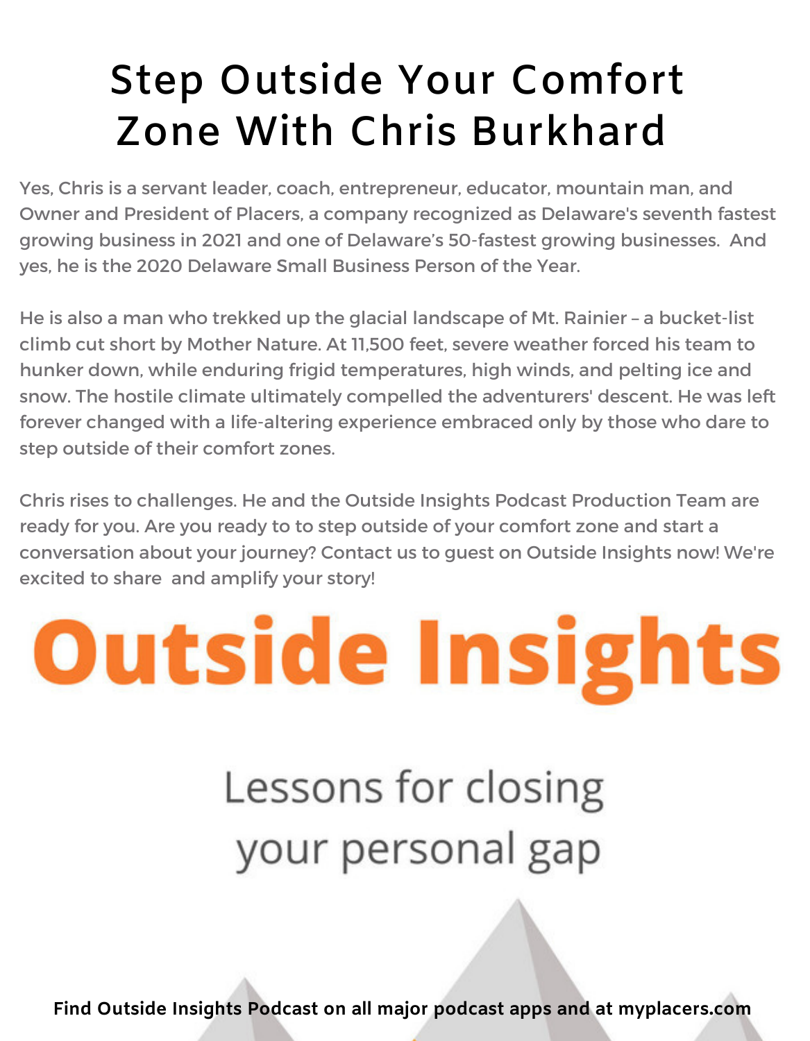# Step Outside Your Comfort Zone With Chris Burkhard

Yes, Chris is a servant leader, coach, entrepreneur, educator, mountain man, and Owner and President of Placers, a company recognized as Delaware's seventh fastest growing business in 2021 and one of Delaware's 50-fastest growing businesses. And yes, he is the 2020 Delaware Small Business Person of the Year.

He is also a man who trekked up the glacial landscape of Mt. Rainier – a bucket-list climb cut short by Mother Nature. At 11,500 feet, severe weather forced his team to hunker down, while enduring frigid temperatures, high winds, and pelting ice and snow. The hostile climate ultimately compelled the adventurers' descent. He was left forever changed with a life-altering experience embraced only by those who dare to step outside of their comfort zones.

Chris rises to challenges. He and the Outside Insights Podcast Production Team are ready for you. Are you ready to to step outside of your comfort zone and start a conversation about your journey? Contact us to guest on Outside Insights now! We're excited to share and amplify your story!

# Outside Insights

Lessons for closing your personal gap

**Find Outside Insights Podcast on all major podcast apps and at myplacers.com**